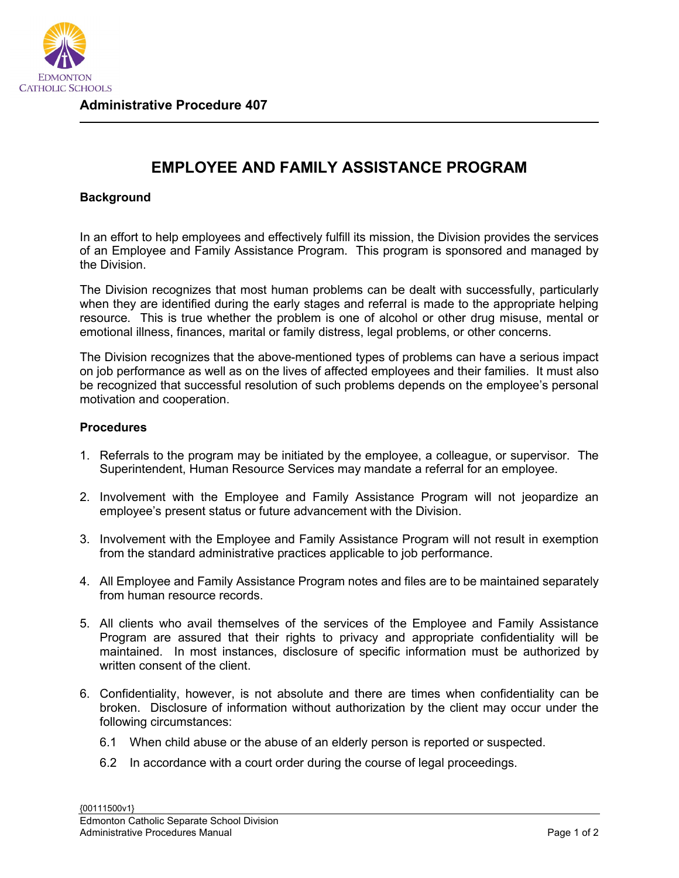**Administrative Procedure 407**

# EMPLOYEE AND FAMILY ASSISTANCE PROGRAM

## Background

In an effort to help employees and effectively fulfill its mission, the Division provides the services of an Employee and Family Assistance Program. This program is sponsored and managed by the Division.

The Division recognizes that most human problems can be dealt with successfully, particularly when they are identified during the early stages and referral is made to the appropriate helping resource. This is true whether the problem is one of alcohol or other drug misuse, mental or emotional illness, finances, marital or family distress, legal problems, or other concerns.

The Division recognizes that the above-mentioned types of problems can have a serious impact on job performance as well as on the lives of affected employees and their families. It must also be recognized that successful resolution of such problems depends on the employee's personal motivation and cooperation.

## Procedures

1. Referrals to the program may be initiated by the employee, a colleague, or supervisor. The Superintendent, Human Resource Services may mandate a referral for an employee.

2. Involvement with the Employee and Family Assistance Program will not jeopardize an employee's present status or future advancement with the Division.

3. Involvement with the Employee and Family Assistance Program will not result in exemption from the standard administrative practices applicable to job performance.

4. All Employee and Family Assistance Program notes and files are to be maintained separately from human resource records.

5. All clients who avail themselves of the services of the Employee and Family Assistance Program are assured that their rights to privacy and appropriate confidentiality will be maintained. In most instances, disclosure of specific information must be authorized by written consent of the client.

6. Confidentiality, however, is not absolute and there are times when confidentiality can be broken. Disclosure of information without authorization by the client may occur under the following circumstances:

   6.1 When child abuse or the abuse of an elderly person is reported or suspected.

   6.2 In accordance with a court order during the course of legal proceedings.

{00111500v1}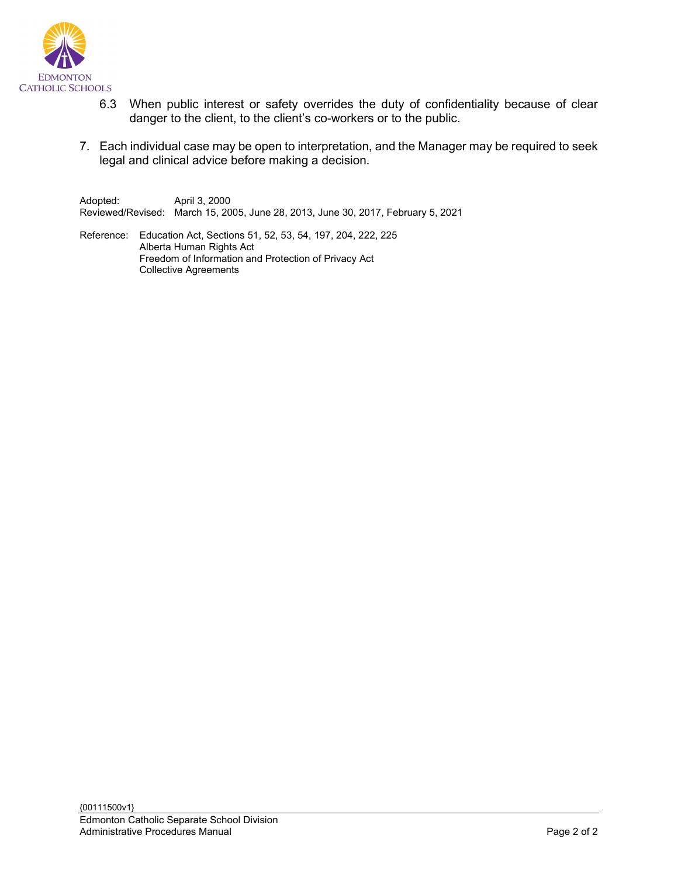6.3 When public interest or safety overrides the duty of confidentiality because of clear danger to the client, to the client's co-workers or to the public.

7. Each individual case may be open to interpretation, and the Manager may be required to seek legal and clinical advice before making a decision.

Adopted: April 3, 2000
Reviewed/Revised: March 15, 2005, June 28, 2013, June 30, 2017, February 5, 2021

Reference: Education Act, Sections 51, 52, 53, 54, 197, 204, 222, 225
Alberta Human Rights Act
Freedom of Information and Protection of Privacy Act
Collective Agreements

{00111500v1}